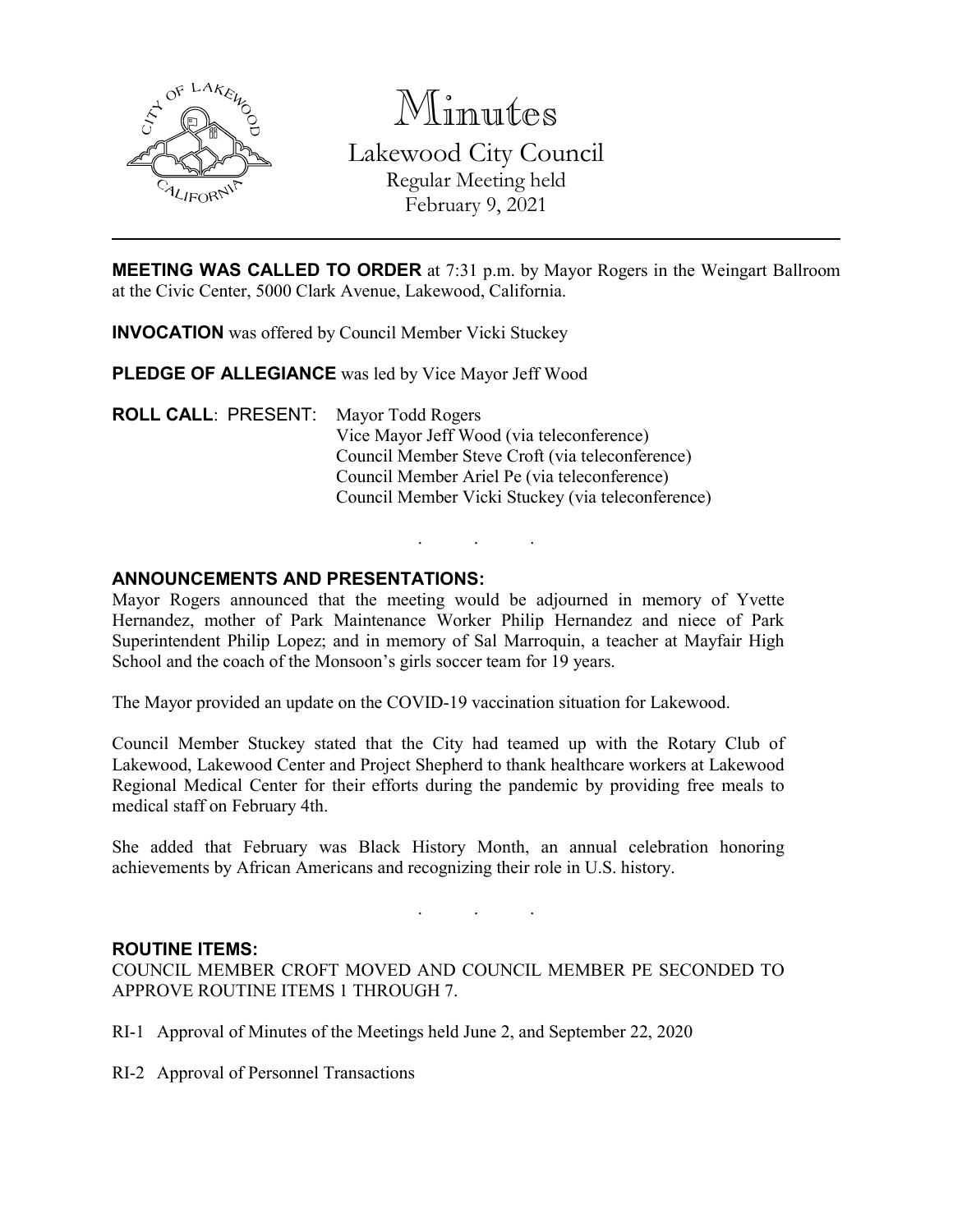# Minutes

## Lakewood City Council

Regular Meeting held
February 9, 2021

---

**MEETING WAS CALLED TO ORDER** at 7:31 p.m. by Mayor Rogers in the Weingart Ballroom at the Civic Center, 5000 Clark Avenue, Lakewood, California.

**INVOCATION** was offered by Council Member Vicki Stuckey

**PLEDGE OF ALLEGIANCE** was led by Vice Mayor Jeff Wood

**ROLL CALL**: PRESENT:
- Mayor Todd Rogers
- Vice Mayor Jeff Wood (via teleconference)
- Council Member Steve Croft (via teleconference)
- Council Member Ariel Pe (via teleconference)
- Council Member Vicki Stuckey (via teleconference)

. . .

**ANNOUNCEMENTS AND PRESENTATIONS:**

Mayor Rogers announced that the meeting would be adjourned in memory of Yvette Hernandez, mother of Park Maintenance Worker Philip Hernandez and niece of Park Superintendent Philip Lopez; and in memory of Sal Marroquin, a teacher at Mayfair High School and the coach of the Monsoon's girls soccer team for 19 years.

The Mayor provided an update on the COVID-19 vaccination situation for Lakewood.

Council Member Stuckey stated that the City had teamed up with the Rotary Club of Lakewood, Lakewood Center and Project Shepherd to thank healthcare workers at Lakewood Regional Medical Center for their efforts during the pandemic by providing free meals to medical staff on February 4th.

She added that February was Black History Month, an annual celebration honoring achievements by African Americans and recognizing their role in U.S. history.

. . .

**ROUTINE ITEMS:**

COUNCIL MEMBER CROFT MOVED AND COUNCIL MEMBER PE SECONDED TO APPROVE ROUTINE ITEMS 1 THROUGH 7.

RI-1 Approval of Minutes of the Meetings held June 2, and September 22, 2020

RI-2 Approval of Personnel Transactions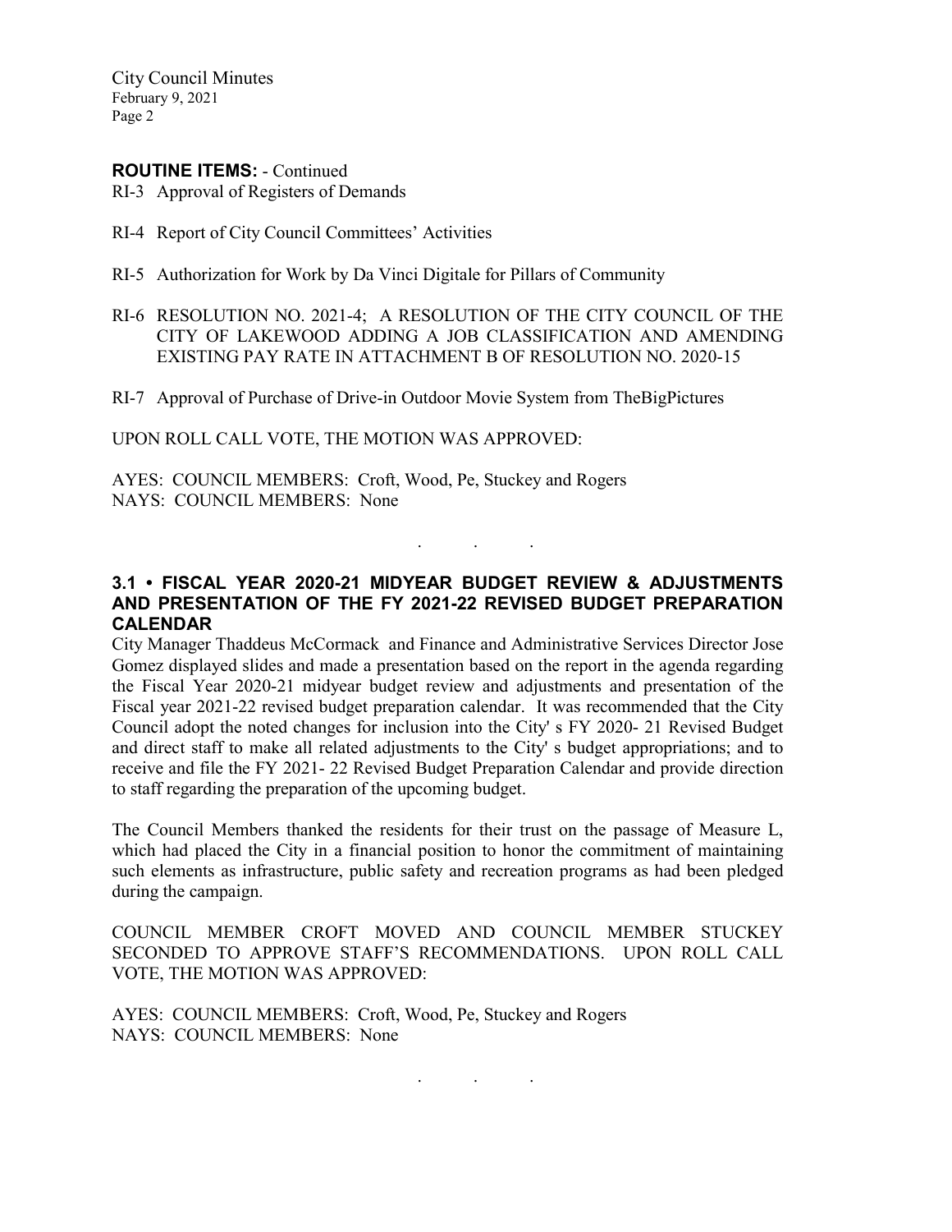**ROUTINE ITEMS:** - Continued

RI-3 Approval of Registers of Demands

RI-4 Report of City Council Committees' Activities

RI-5 Authorization for Work by Da Vinci Digitale for Pillars of Community

RI-6 RESOLUTION NO. 2021-4; A RESOLUTION OF THE CITY COUNCIL OF THE CITY OF LAKEWOOD ADDING A JOB CLASSIFICATION AND AMENDING EXISTING PAY RATE IN ATTACHMENT B OF RESOLUTION NO. 2020-15

RI-7 Approval of Purchase of Drive-in Outdoor Movie System from TheBigPictures

UPON ROLL CALL VOTE, THE MOTION WAS APPROVED:

AYES: COUNCIL MEMBERS: Croft, Wood, Pe, Stuckey and Rogers
NAYS: COUNCIL MEMBERS: None

. . .

### 3.1 • FISCAL YEAR 2020-21 MIDYEAR BUDGET REVIEW & ADJUSTMENTS AND PRESENTATION OF THE FY 2021-22 REVISED BUDGET PREPARATION CALENDAR

City Manager Thaddeus McCormack and Finance and Administrative Services Director Jose Gomez displayed slides and made a presentation based on the report in the agenda regarding the Fiscal Year 2020-21 midyear budget review and adjustments and presentation of the Fiscal year 2021-22 revised budget preparation calendar. It was recommended that the City Council adopt the noted changes for inclusion into the City' s FY 2020- 21 Revised Budget and direct staff to make all related adjustments to the City' s budget appropriations; and to receive and file the FY 2021- 22 Revised Budget Preparation Calendar and provide direction to staff regarding the preparation of the upcoming budget.

The Council Members thanked the residents for their trust on the passage of Measure L, which had placed the City in a financial position to honor the commitment of maintaining such elements as infrastructure, public safety and recreation programs as had been pledged during the campaign.

COUNCIL MEMBER CROFT MOVED AND COUNCIL MEMBER STUCKEY SECONDED TO APPROVE STAFF'S RECOMMENDATIONS. UPON ROLL CALL VOTE, THE MOTION WAS APPROVED:

AYES: COUNCIL MEMBERS: Croft, Wood, Pe, Stuckey and Rogers
NAYS: COUNCIL MEMBERS: None

. . .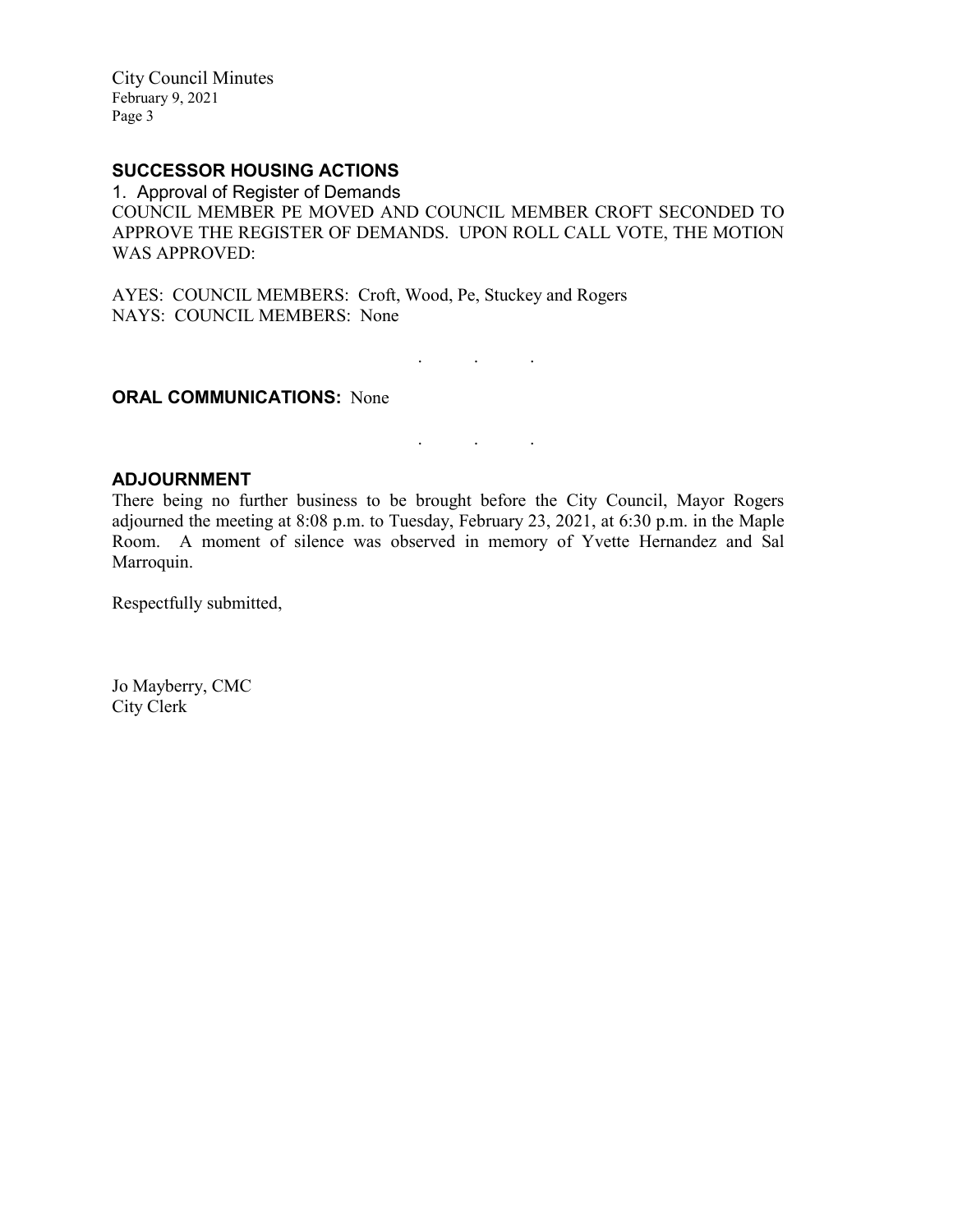## SUCCESSOR HOUSING ACTIONS

1. Approval of Register of Demands

COUNCIL MEMBER PE MOVED AND COUNCIL MEMBER CROFT SECONDED TO APPROVE THE REGISTER OF DEMANDS. UPON ROLL CALL VOTE, THE MOTION WAS APPROVED:

AYES: COUNCIL MEMBERS: Croft, Wood, Pe, Stuckey and Rogers
NAYS: COUNCIL MEMBERS: None

. . .

**ORAL COMMUNICATIONS:** None

. . .

## ADJOURNMENT

There being no further business to be brought before the City Council, Mayor Rogers adjourned the meeting at 8:08 p.m. to Tuesday, February 23, 2021, at 6:30 p.m. in the Maple Room. A moment of silence was observed in memory of Yvette Hernandez and Sal Marroquin.

Respectfully submitted,

Jo Mayberry, CMC
City Clerk